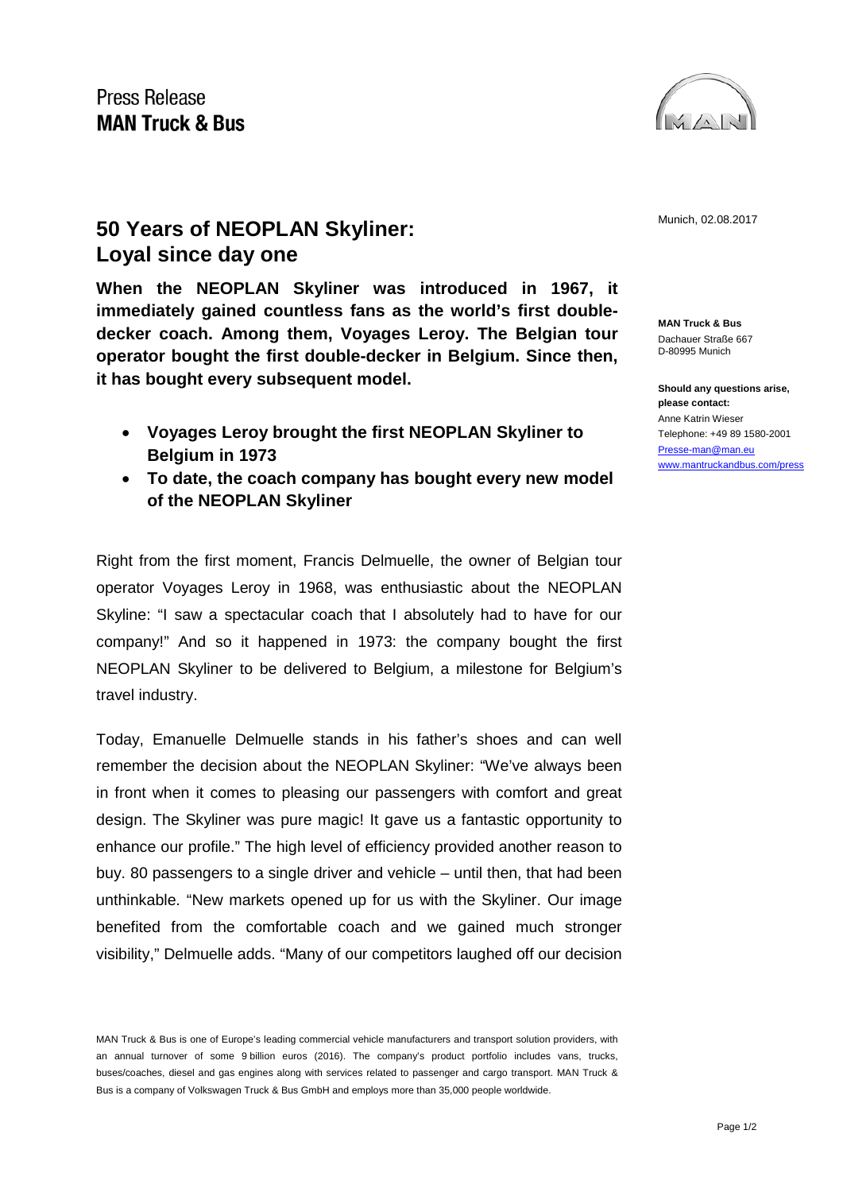Press Release
**MAN Truck & Bus**

Munich, 02.08.2017

# 50 Years of NEOPLAN Skyliner: Loyal since day one

**When the NEOPLAN Skyliner was introduced in 1967, it immediately gained countless fans as the world's first double-decker coach. Among them, Voyages Leroy. The Belgian tour operator bought the first double-decker in Belgium. Since then, it has bought every subsequent model.**

- **Voyages Leroy brought the first NEOPLAN Skyliner to Belgium in 1973**
- **To date, the coach company has bought every new model of the NEOPLAN Skyliner**

Right from the first moment, Francis Delmuelle, the owner of Belgian tour operator Voyages Leroy in 1968, was enthusiastic about the NEOPLAN Skyline: "I saw a spectacular coach that I absolutely had to have for our company!" And so it happened in 1973: the company bought the first NEOPLAN Skyliner to be delivered to Belgium, a milestone for Belgium's travel industry.

Today, Emanuelle Delmuelle stands in his father's shoes and can well remember the decision about the NEOPLAN Skyliner: "We've always been in front when it comes to pleasing our passengers with comfort and great design. The Skyliner was pure magic! It gave us a fantastic opportunity to enhance our profile." The high level of efficiency provided another reason to buy. 80 passengers to a single driver and vehicle – until then, that had been unthinkable. "New markets opened up for us with the Skyliner. Our image benefited from the comfortable coach and we gained much stronger visibility," Delmuelle adds. "Many of our competitors laughed off our decision

**MAN Truck & Bus**
Dachauer Straße 667
D-80995 Munich

**Should any questions arise, please contact:**
Anne Katrin Wieser
Telephone: +49 89 1580-2001
Presse-man@man.eu
www.mantruckandbus.com/press

MAN Truck & Bus is one of Europe's leading commercial vehicle manufacturers and transport solution providers, with an annual turnover of some 9 billion euros (2016). The company's product portfolio includes vans, trucks, buses/coaches, diesel and gas engines along with services related to passenger and cargo transport. MAN Truck & Bus is a company of Volkswagen Truck & Bus GmbH and employs more than 35,000 people worldwide.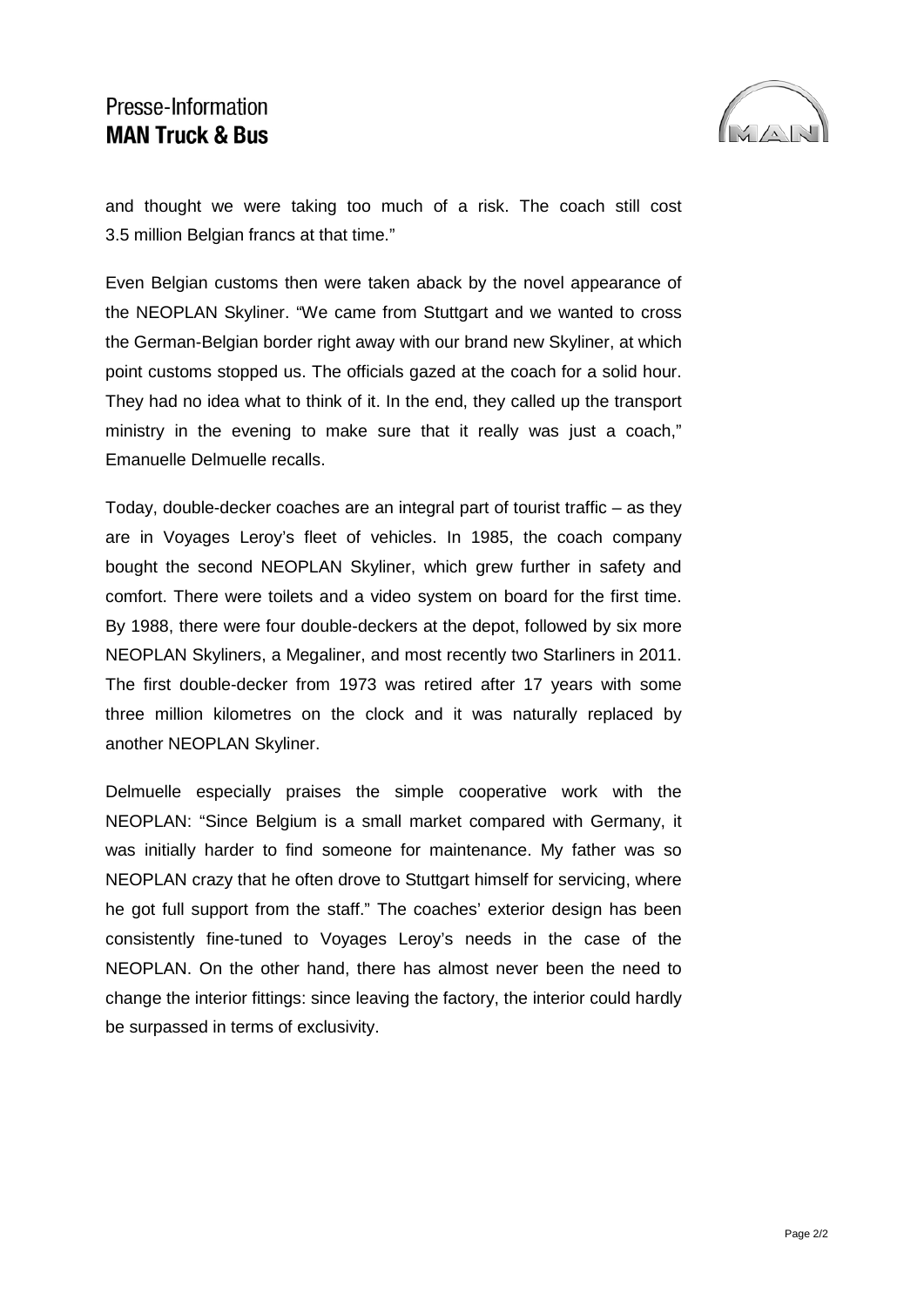and thought we were taking too much of a risk. The coach still cost 3.5 million Belgian francs at that time."

Even Belgian customs then were taken aback by the novel appearance of the NEOPLAN Skyliner. "We came from Stuttgart and we wanted to cross the German-Belgian border right away with our brand new Skyliner, at which point customs stopped us. The officials gazed at the coach for a solid hour. They had no idea what to think of it. In the end, they called up the transport ministry in the evening to make sure that it really was just a coach," Emanuelle Delmuelle recalls.

Today, double-decker coaches are an integral part of tourist traffic – as they are in Voyages Leroy's fleet of vehicles. In 1985, the coach company bought the second NEOPLAN Skyliner, which grew further in safety and comfort. There were toilets and a video system on board for the first time. By 1988, there were four double-deckers at the depot, followed by six more NEOPLAN Skyliners, a Megaliner, and most recently two Starliners in 2011. The first double-decker from 1973 was retired after 17 years with some three million kilometres on the clock and it was naturally replaced by another NEOPLAN Skyliner.

Delmuelle especially praises the simple cooperative work with the NEOPLAN: "Since Belgium is a small market compared with Germany, it was initially harder to find someone for maintenance. My father was so NEOPLAN crazy that he often drove to Stuttgart himself for servicing, where he got full support from the staff." The coaches' exterior design has been consistently fine-tuned to Voyages Leroy's needs in the case of the NEOPLAN. On the other hand, there has almost never been the need to change the interior fittings: since leaving the factory, the interior could hardly be surpassed in terms of exclusivity.